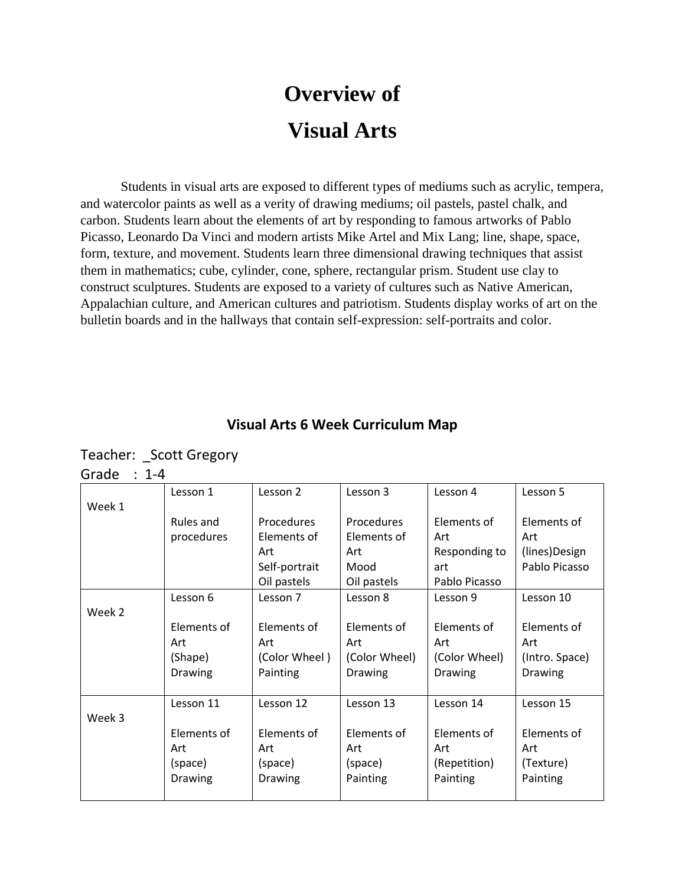# Overview of

# Visual Arts

Students in visual arts are exposed to different types of mediums such as acrylic, tempera, and watercolor paints as well as a verity of drawing mediums; oil pastels, pastel chalk, and carbon. Students learn about the elements of art by responding to famous artworks of Pablo Picasso, Leonardo Da Vinci and modern artists Mike Artel and Mix Lang; line, shape, space, form, texture, and movement. Students learn three dimensional drawing techniques that assist them in mathematics; cube, cylinder, cone, sphere, rectangular prism. Student use clay to construct sculptures. Students are exposed to a variety of cultures such as Native American, Appalachian culture, and American cultures and patriotism. Students display works of art on the bulletin boards and in the hallways that contain self-expression: self-portraits and color.

## Visual Arts 6 Week Curriculum Map

Teacher: _Scott Gregory

Grade : 1-4

| | | | | | |
|---|---|---|---|---|---|
| Week 1 | Lesson 1<br><br>Rules and procedures | Lesson 2<br><br>Procedures<br>Elements of Art<br>Self-portrait<br>Oil pastels | Lesson 3<br><br>Procedures<br>Elements of Art<br>Mood<br>Oil pastels | Lesson 4<br><br>Elements of Art<br>Responding to art<br>Pablo Picasso | Lesson 5<br><br>Elements of Art<br>(lines)Design<br>Pablo Picasso |
| Week 2 | Lesson 6<br><br>Elements of Art<br>(Shape)<br>Drawing | Lesson 7<br><br>Elements of Art<br>(Color Wheel )<br>Painting | Lesson 8<br><br>Elements of Art<br>(Color Wheel)<br>Drawing | Lesson 9<br><br>Elements of Art<br>(Color Wheel)<br>Drawing | Lesson 10<br><br>Elements of Art<br>(Intro. Space)<br>Drawing |
| Week 3 | Lesson 11<br><br>Elements of Art<br>(space)<br>Drawing | Lesson 12<br><br>Elements of Art<br>(space)<br>Drawing | Lesson 13<br><br>Elements of Art<br>(space)<br>Painting | Lesson 14<br><br>Elements of Art<br>(Repetition)<br>Painting | Lesson 15<br><br>Elements of Art<br>(Texture)<br>Painting |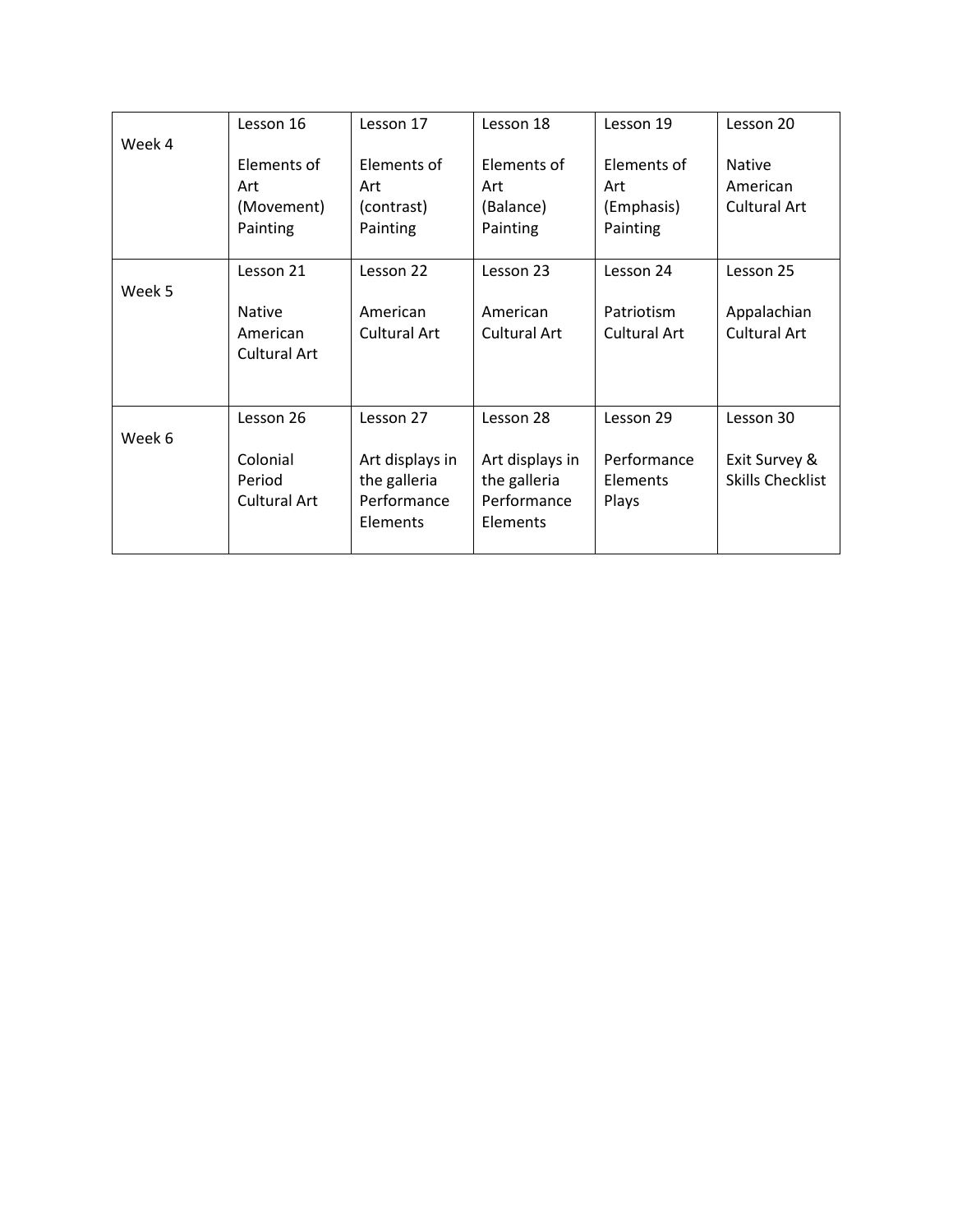| | | | | | |
|---|---|---|---|---|---|
| Week 4 | Lesson 16<br><br>Elements of Art (Movement) Painting | Lesson 17<br><br>Elements of Art (contrast) Painting | Lesson 18<br><br>Elements of Art (Balance) Painting | Lesson 19<br><br>Elements of Art (Emphasis) Painting | Lesson 20<br><br>Native American Cultural Art |
| Week 5 | Lesson 21<br><br>Native American Cultural Art | Lesson 22<br><br>American Cultural Art | Lesson 23<br><br>American Cultural Art | Lesson 24<br><br>Patriotism Cultural Art | Lesson 25<br><br>Appalachian Cultural Art |
| Week 6 | Lesson 26<br><br>Colonial Period Cultural Art | Lesson 27<br><br>Art displays in the galleria Performance Elements | Lesson 28<br><br>Art displays in the galleria Performance Elements | Lesson 29<br><br>Performance Elements Plays | Lesson 30<br><br>Exit Survey & Skills Checklist |